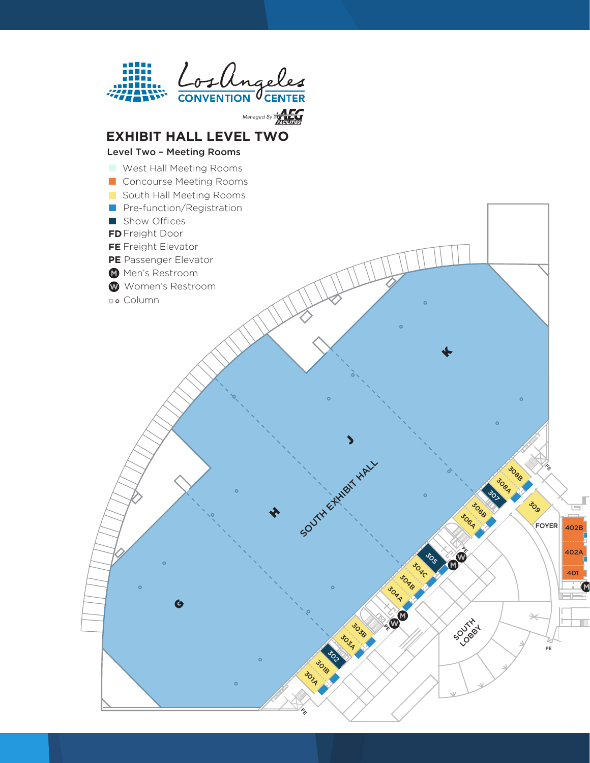Los Angeles CONVENTION CENTER

Managed By AEG FACILITIES

# EXHIBIT HALL LEVEL TWO

## Level Two – Meeting Rooms

- West Hall Meeting Rooms
- Concourse Meeting Rooms
- South Hall Meeting Rooms
- Pre-function/Registration
- Show Offices

**FD** Freight Door
**FE** Freight Elevator
**PE** Passenger Elevator
M Men's Restroom
W Women's Restroom
Column

SOUTH EXHIBIT HALL

G H J K

301A 301B 302 303A 303B 304A 304B 304C 305 306A 306B 307 308A 308B 309

FOYER 402B 402A 401

SOUTH LOBBY

FE PE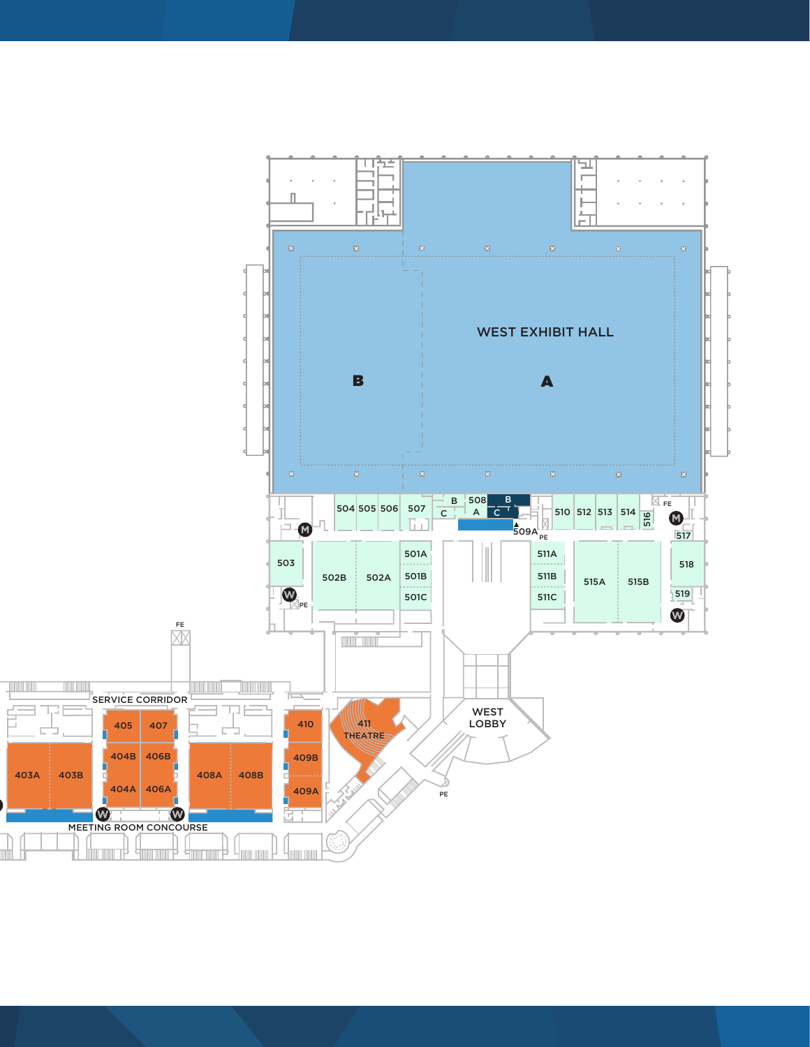WEST EXHIBIT HALL

B

A

504 505 506 507

B 508 B

C A C

509A

PE

510 512 513 514 516

FE

M

517

503

502B 502A

501A

501B

501C

511A

511B

511C

515A 515B

518

519

W

PE

W

FE

SERVICE CORRIDOR

405 407

404B 406B

404A 406A

403A 403B

408A 408B

410

409B

409A

411 THEATRE

WEST LOBBY

PE

W W

MEETING ROOM CONCOURSE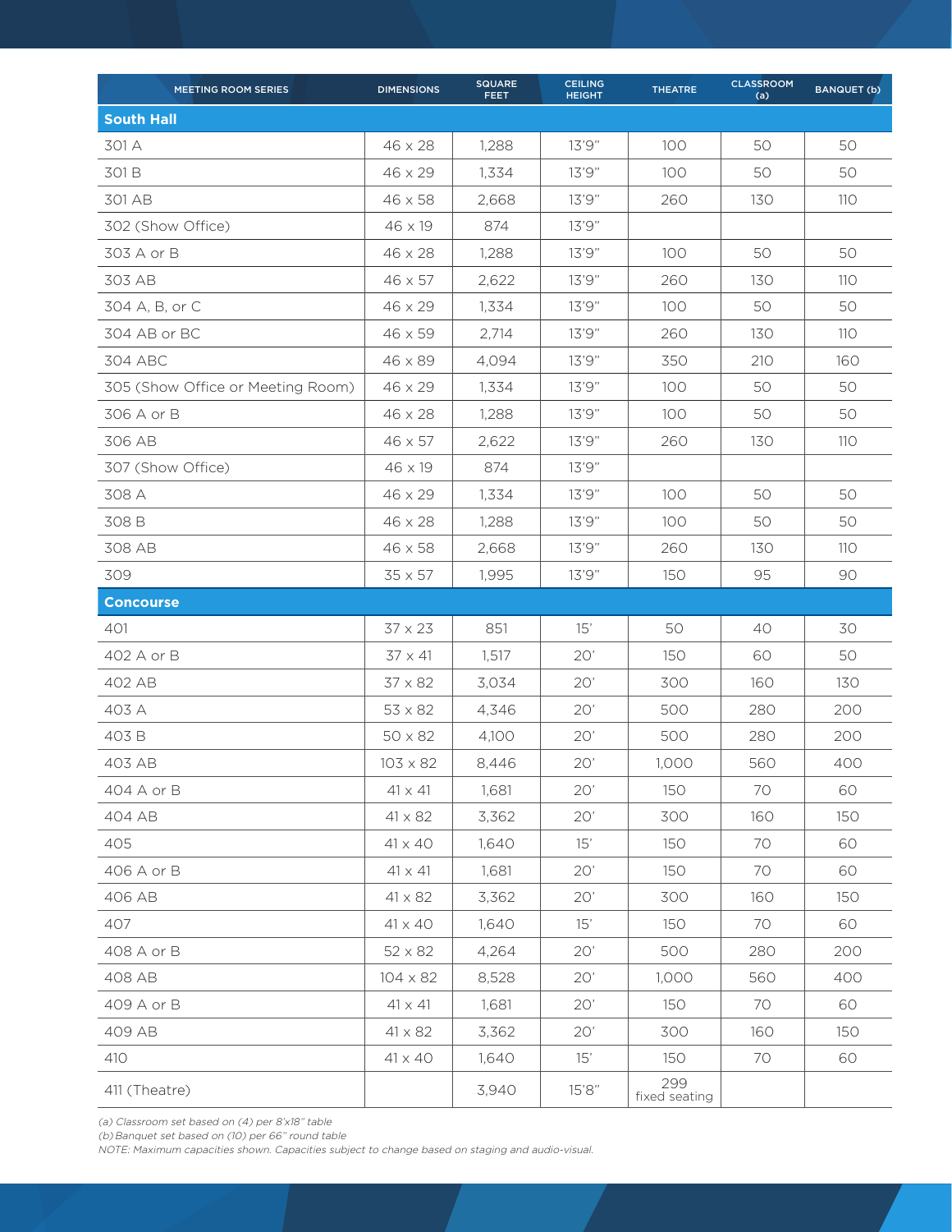| MEETING ROOM SERIES | DIMENSIONS | SQUARE FEET | CEILING HEIGHT | THEATRE | CLASSROOM (a) | BANQUET (b) |
|---|---|---|---|---|---|---|
| **South Hall** | | | | | | |
| 301 A | 46 x 28 | 1,288 | 13'9" | 100 | 50 | 50 |
| 301 B | 46 x 29 | 1,334 | 13'9" | 100 | 50 | 50 |
| 301 AB | 46 x 58 | 2,668 | 13'9" | 260 | 130 | 110 |
| 302 (Show Office) | 46 x 19 | 874 | 13'9" | | | |
| 303 A or B | 46 x 28 | 1,288 | 13'9" | 100 | 50 | 50 |
| 303 AB | 46 x 57 | 2,622 | 13'9" | 260 | 130 | 110 |
| 304 A, B, or C | 46 x 29 | 1,334 | 13'9" | 100 | 50 | 50 |
| 304 AB or BC | 46 x 59 | 2,714 | 13'9" | 260 | 130 | 110 |
| 304 ABC | 46 x 89 | 4,094 | 13'9" | 350 | 210 | 160 |
| 305 (Show Office or Meeting Room) | 46 x 29 | 1,334 | 13'9" | 100 | 50 | 50 |
| 306 A or B | 46 x 28 | 1,288 | 13'9" | 100 | 50 | 50 |
| 306 AB | 46 x 57 | 2,622 | 13'9" | 260 | 130 | 110 |
| 307 (Show Office) | 46 x 19 | 874 | 13'9" | | | |
| 308 A | 46 x 29 | 1,334 | 13'9" | 100 | 50 | 50 |
| 308 B | 46 x 28 | 1,288 | 13'9" | 100 | 50 | 50 |
| 308 AB | 46 x 58 | 2,668 | 13'9" | 260 | 130 | 110 |
| 309 | 35 x 57 | 1,995 | 13'9" | 150 | 95 | 90 |
| **Concourse** | | | | | | |
| 401 | 37 x 23 | 851 | 15' | 50 | 40 | 30 |
| 402 A or B | 37 x 41 | 1,517 | 20' | 150 | 60 | 50 |
| 402 AB | 37 x 82 | 3,034 | 20' | 300 | 160 | 130 |
| 403 A | 53 x 82 | 4,346 | 20' | 500 | 280 | 200 |
| 403 B | 50 x 82 | 4,100 | 20' | 500 | 280 | 200 |
| 403 AB | 103 x 82 | 8,446 | 20' | 1,000 | 560 | 400 |
| 404 A or B | 41 x 41 | 1,681 | 20' | 150 | 70 | 60 |
| 404 AB | 41 x 82 | 3,362 | 20' | 300 | 160 | 150 |
| 405 | 41 x 40 | 1,640 | 15' | 150 | 70 | 60 |
| 406 A or B | 41 x 41 | 1,681 | 20' | 150 | 70 | 60 |
| 406 AB | 41 x 82 | 3,362 | 20' | 300 | 160 | 150 |
| 407 | 41 x 40 | 1,640 | 15' | 150 | 70 | 60 |
| 408 A or B | 52 x 82 | 4,264 | 20' | 500 | 280 | 200 |
| 408 AB | 104 x 82 | 8,528 | 20' | 1,000 | 560 | 400 |
| 409 A or B | 41 x 41 | 1,681 | 20' | 150 | 70 | 60 |
| 409 AB | 41 x 82 | 3,362 | 20' | 300 | 160 | 150 |
| 410 | 41 x 40 | 1,640 | 15' | 150 | 70 | 60 |
| 411 (Theatre) | | 3,940 | 15'8" | 299 fixed seating | | |

*(a) Classroom set based on (4) per 8'x18" table*
*(b) Banquet set based on (10) per 66" round table*
*NOTE: Maximum capacities shown. Capacities subject to change based on staging and audio-visual.*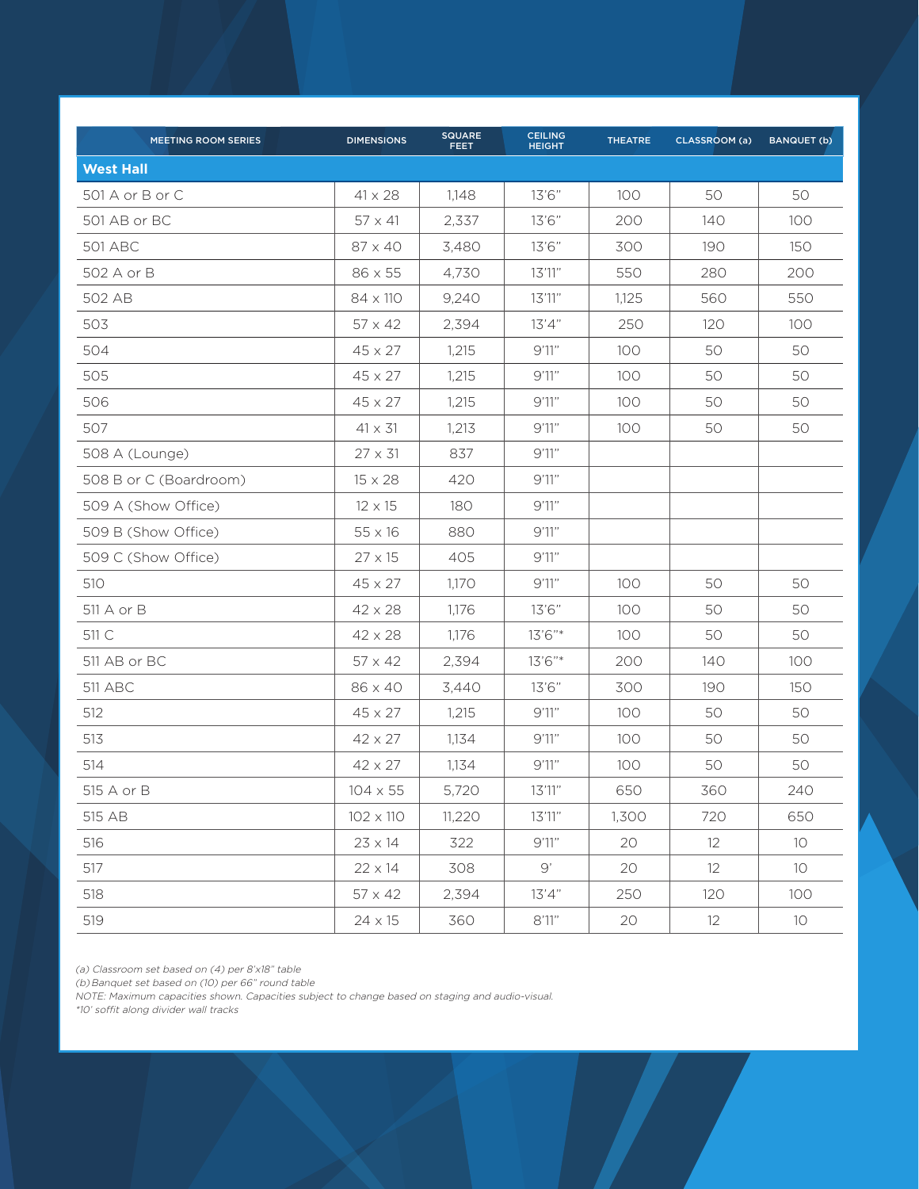| MEETING ROOM SERIES | DIMENSIONS | SQUARE FEET | CEILING HEIGHT | THEATRE | CLASSROOM (a) | BANQUET (b) |
|---|---|---|---|---|---|---|
| **West Hall** | | | | | | |
| 501 A or B or C | 41 x 28 | 1,148 | 13'6" | 100 | 50 | 50 |
| 501 AB or BC | 57 x 41 | 2,337 | 13'6" | 200 | 140 | 100 |
| 501 ABC | 87 x 40 | 3,480 | 13'6" | 300 | 190 | 150 |
| 502 A or B | 86 x 55 | 4,730 | 13'11" | 550 | 280 | 200 |
| 502 AB | 84 x 110 | 9,240 | 13'11" | 1,125 | 560 | 550 |
| 503 | 57 x 42 | 2,394 | 13'4" | 250 | 120 | 100 |
| 504 | 45 x 27 | 1,215 | 9'11" | 100 | 50 | 50 |
| 505 | 45 x 27 | 1,215 | 9'11" | 100 | 50 | 50 |
| 506 | 45 x 27 | 1,215 | 9'11" | 100 | 50 | 50 |
| 507 | 41 x 31 | 1,213 | 9'11" | 100 | 50 | 50 |
| 508 A (Lounge) | 27 x 31 | 837 | 9'11" | | | |
| 508 B or C (Boardroom) | 15 x 28 | 420 | 9'11" | | | |
| 509 A (Show Office) | 12 x 15 | 180 | 9'11" | | | |
| 509 B (Show Office) | 55 x 16 | 880 | 9'11" | | | |
| 509 C (Show Office) | 27 x 15 | 405 | 9'11" | | | |
| 510 | 45 x 27 | 1,170 | 9'11" | 100 | 50 | 50 |
| 511 A or B | 42 x 28 | 1,176 | 13'6" | 100 | 50 | 50 |
| 511 C | 42 x 28 | 1,176 | 13'6"* | 100 | 50 | 50 |
| 511 AB or BC | 57 x 42 | 2,394 | 13'6"* | 200 | 140 | 100 |
| 511 ABC | 86 x 40 | 3,440 | 13'6" | 300 | 190 | 150 |
| 512 | 45 x 27 | 1,215 | 9'11" | 100 | 50 | 50 |
| 513 | 42 x 27 | 1,134 | 9'11" | 100 | 50 | 50 |
| 514 | 42 x 27 | 1,134 | 9'11" | 100 | 50 | 50 |
| 515 A or B | 104 x 55 | 5,720 | 13'11" | 650 | 360 | 240 |
| 515 AB | 102 x 110 | 11,220 | 13'11" | 1,300 | 720 | 650 |
| 516 | 23 x 14 | 322 | 9'11" | 20 | 12 | 10 |
| 517 | 22 x 14 | 308 | 9' | 20 | 12 | 10 |
| 518 | 57 x 42 | 2,394 | 13'4" | 250 | 120 | 100 |
| 519 | 24 x 15 | 360 | 8'11" | 20 | 12 | 10 |

*(a) Classroom set based on (4) per 8'x18" table*
*(b) Banquet set based on (10) per 66" round table*
*NOTE: Maximum capacities shown. Capacities subject to change based on staging and audio-visual.*
**10' soffit along divider wall tracks*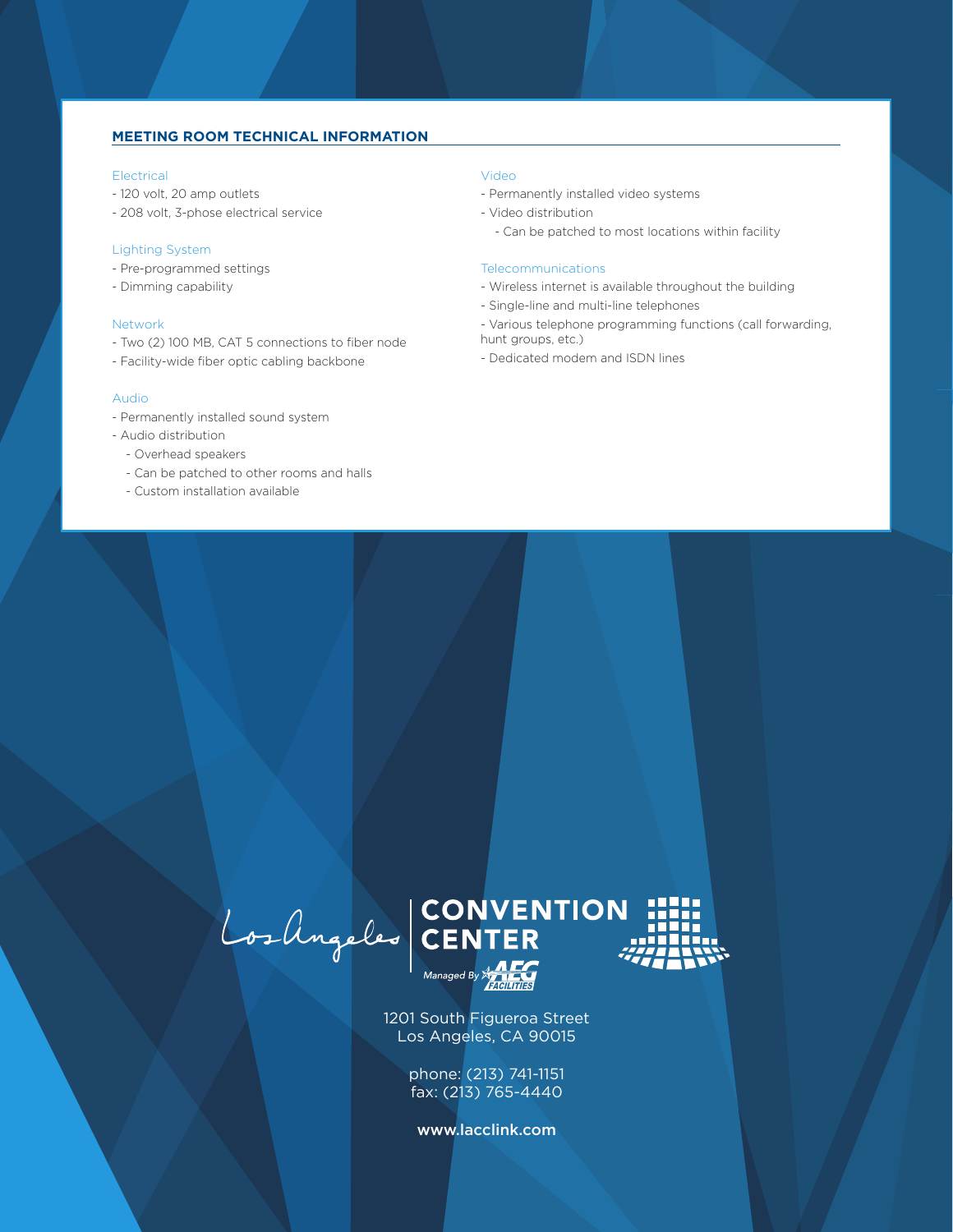## MEETING ROOM TECHNICAL INFORMATION

### Electrical
- 120 volt, 20 amp outlets
- 208 volt, 3-phose electrical service

### Lighting System
- Pre-programmed settings
- Dimming capability

### Network
- Two (2) 100 MB, CAT 5 connections to fiber node
- Facility-wide fiber optic cabling backbone

### Audio
- Permanently installed sound system
- Audio distribution
  - Overhead speakers
  - Can be patched to other rooms and halls
  - Custom installation available

### Video
- Permanently installed video systems
- Video distribution
  - Can be patched to most locations within facility

### Telecommunications
- Wireless internet is available throughout the building
- Single-line and multi-line telephones
- Various telephone programming functions (call forwarding, hunt groups, etc.)
- Dedicated modem and ISDN lines

Los Angeles CONVENTION CENTER

Managed By AEG FACILITIES

1201 South Figueroa Street
Los Angeles, CA 90015

phone: (213) 741-1151
fax: (213) 765-4440

www.lacclink.com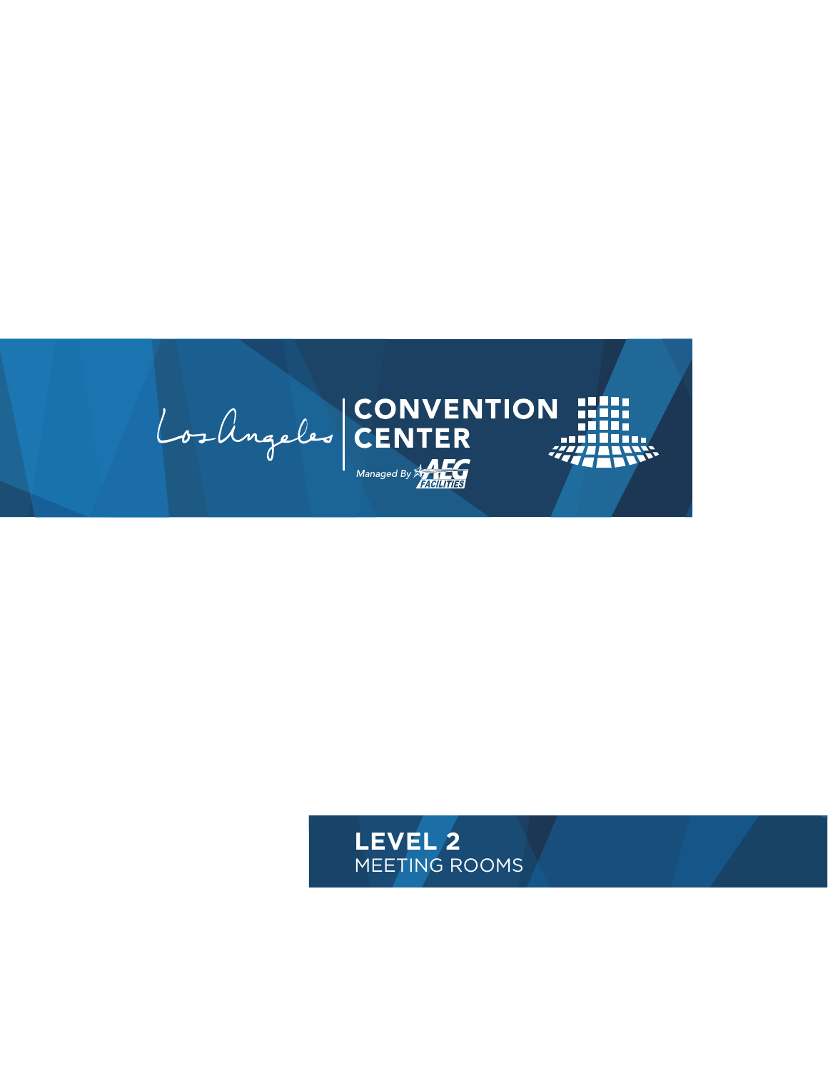Los Angeles | CONVENTION CENTER

Managed By AEG FACILITIES

# LEVEL 2
MEETING ROOMS